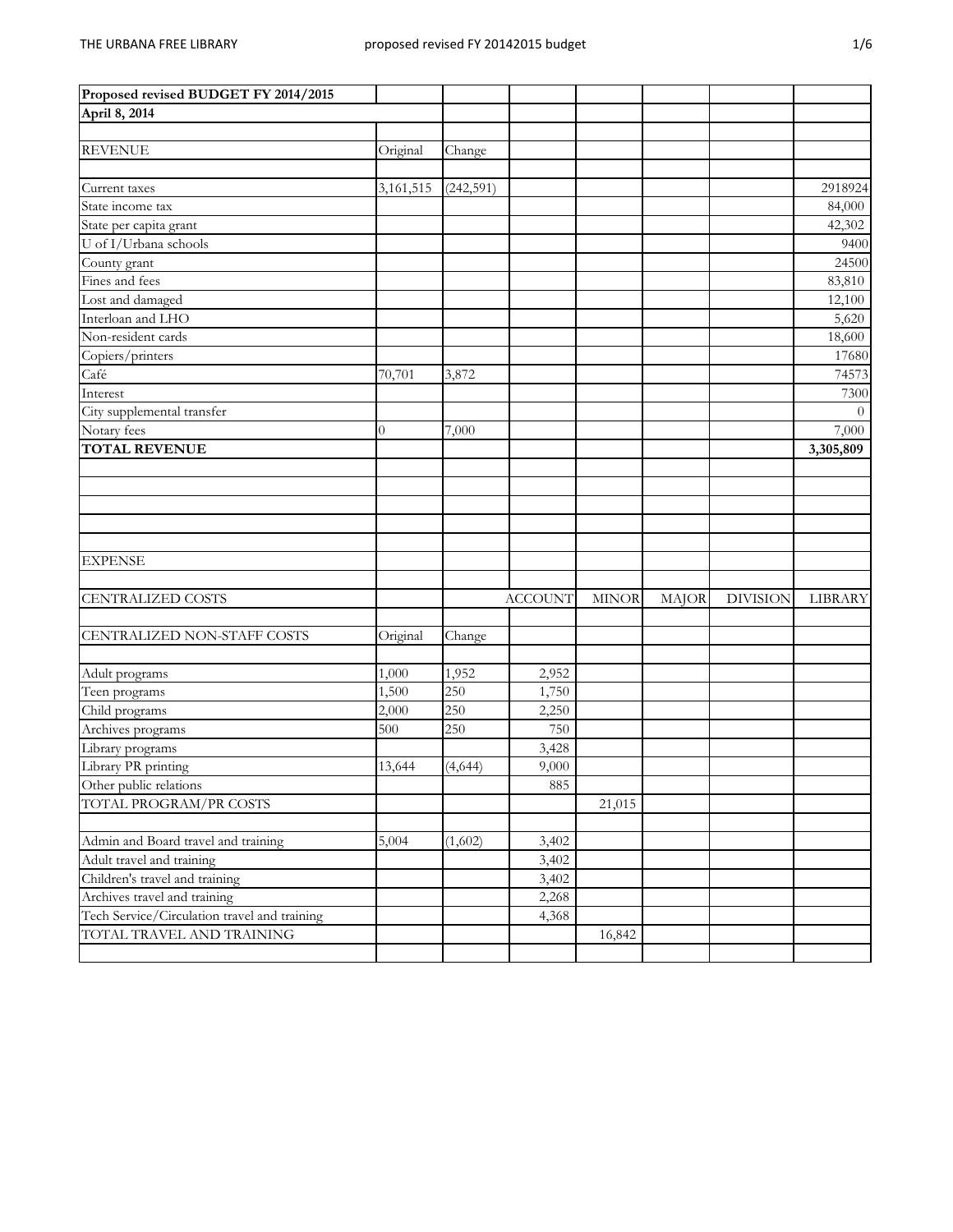| Proposed revised BUDGET FY 2014/2015 | | | | | | | |
|---|---|---|---|---|---|---|---|
| April 8, 2014 | | | | | | | |
| | | | | | | | |
| REVENUE | Original | Change | | | | | |
| | | | | | | | |
| Current taxes | 3,161,515 | (242,591) | | | | | 2918924 |
| State income tax | | | | | | | 84,000 |
| State per capita grant | | | | | | | 42,302 |
| U of I/Urbana schools | | | | | | | 9400 |
| County grant | | | | | | | 24500 |
| Fines and fees | | | | | | | 83,810 |
| Lost and damaged | | | | | | | 12,100 |
| Interloan and LHO | | | | | | | 5,620 |
| Non-resident cards | | | | | | | 18,600 |
| Copiers/printers | | | | | | | 17680 |
| Café | 70,701 | 3,872 | | | | | 74573 |
| Interest | | | | | | | 7300 |
| City supplemental transfer | | | | | | | 0 |
| Notary fees | 0 | 7,000 | | | | | 7,000 |
| **TOTAL REVENUE** | | | | | | | **3,305,809** |
| | | | | | | | |
| | | | | | | | |
| | | | | | | | |
| | | | | | | | |
| | | | | | | | |
| EXPENSE | | | | | | | |
| | | | | | | | |
| CENTRALIZED COSTS | | | ACCOUNT | MINOR | MAJOR | DIVISION | LIBRARY |
| | | | | | | | |
| CENTRALIZED NON-STAFF COSTS | Original | Change | | | | | |
| | | | | | | | |
| Adult programs | 1,000 | 1,952 | 2,952 | | | | |
| Teen programs | 1,500 | 250 | 1,750 | | | | |
| Child programs | 2,000 | 250 | 2,250 | | | | |
| Archives programs | 500 | 250 | 750 | | | | |
| Library programs | | | 3,428 | | | | |
| Library PR printing | 13,644 | (4,644) | 9,000 | | | | |
| Other public relations | | | 885 | | | | |
| TOTAL PROGRAM/PR COSTS | | | | 21,015 | | | |
| | | | | | | | |
| Admin and Board travel and training | 5,004 | (1,602) | 3,402 | | | | |
| Adult travel and training | | | 3,402 | | | | |
| Children's travel and training | | | 3,402 | | | | |
| Archives travel and training | | | 2,268 | | | | |
| Tech Service/Circulation travel and training | | | 4,368 | | | | |
| TOTAL TRAVEL AND TRAINING | | | | 16,842 | | | |
| | | | | | | | |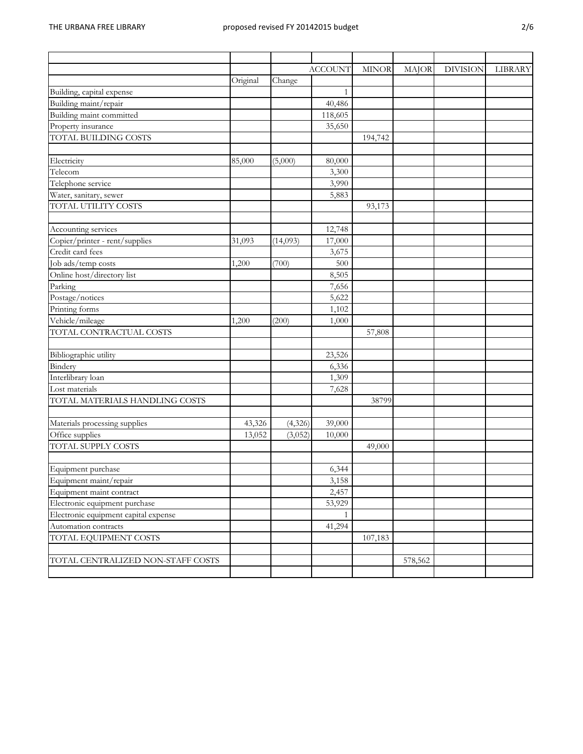| | | | ACCOUNT | MINOR | MAJOR | DIVISION | LIBRARY |
|---|---|---|---|---|---|---|---|
| | Original | Change | | | | | |
| Building, capital expense | | | 1 | | | | |
| Building maint/repair | | | 40,486 | | | | |
| Building maint committed | | | 118,605 | | | | |
| Property insurance | | | 35,650 | | | | |
| TOTAL BUILDING COSTS | | | | 194,742 | | | |
| | | | | | | | |
| Electricity | 85,000 | (5,000) | 80,000 | | | | |
| Telecom | | | 3,300 | | | | |
| Telephone service | | | 3,990 | | | | |
| Water, sanitary, sewer | | | 5,883 | | | | |
| TOTAL UTILITY COSTS | | | | 93,173 | | | |
| | | | | | | | |
| Accounting services | | | 12,748 | | | | |
| Copier/printer - rent/supplies | 31,093 | (14,093) | 17,000 | | | | |
| Credit card fees | | | 3,675 | | | | |
| Job ads/temp costs | 1,200 | (700) | 500 | | | | |
| Online host/directory list | | | 8,505 | | | | |
| Parking | | | 7,656 | | | | |
| Postage/notices | | | 5,622 | | | | |
| Printing forms | | | 1,102 | | | | |
| Vehicle/mileage | 1,200 | (200) | 1,000 | | | | |
| TOTAL CONTRACTUAL COSTS | | | | 57,808 | | | |
| | | | | | | | |
| Bibliographic utility | | | 23,526 | | | | |
| Bindery | | | 6,336 | | | | |
| Interlibrary loan | | | 1,309 | | | | |
| Lost materials | | | 7,628 | | | | |
| TOTAL MATERIALS HANDLING COSTS | | | | 38799 | | | |
| | | | | | | | |
| Materials processing supplies | 43,326 | (4,326) | 39,000 | | | | |
| Office supplies | 13,052 | (3,052) | 10,000 | | | | |
| TOTAL SUPPLY COSTS | | | | 49,000 | | | |
| | | | | | | | |
| Equipment purchase | | | 6,344 | | | | |
| Equipment maint/repair | | | 3,158 | | | | |
| Equipment maint contract | | | 2,457 | | | | |
| Electronic equipment purchase | | | 53,929 | | | | |
| Electronic equipment capital expense | | | 1 | | | | |
| Automation contracts | | | 41,294 | | | | |
| TOTAL EQUIPMENT COSTS | | | | 107,183 | | | |
| | | | | | | | |
| TOTAL CENTRALIZED NON-STAFF COSTS | | | | | 578,562 | | |
| | | | | | | | |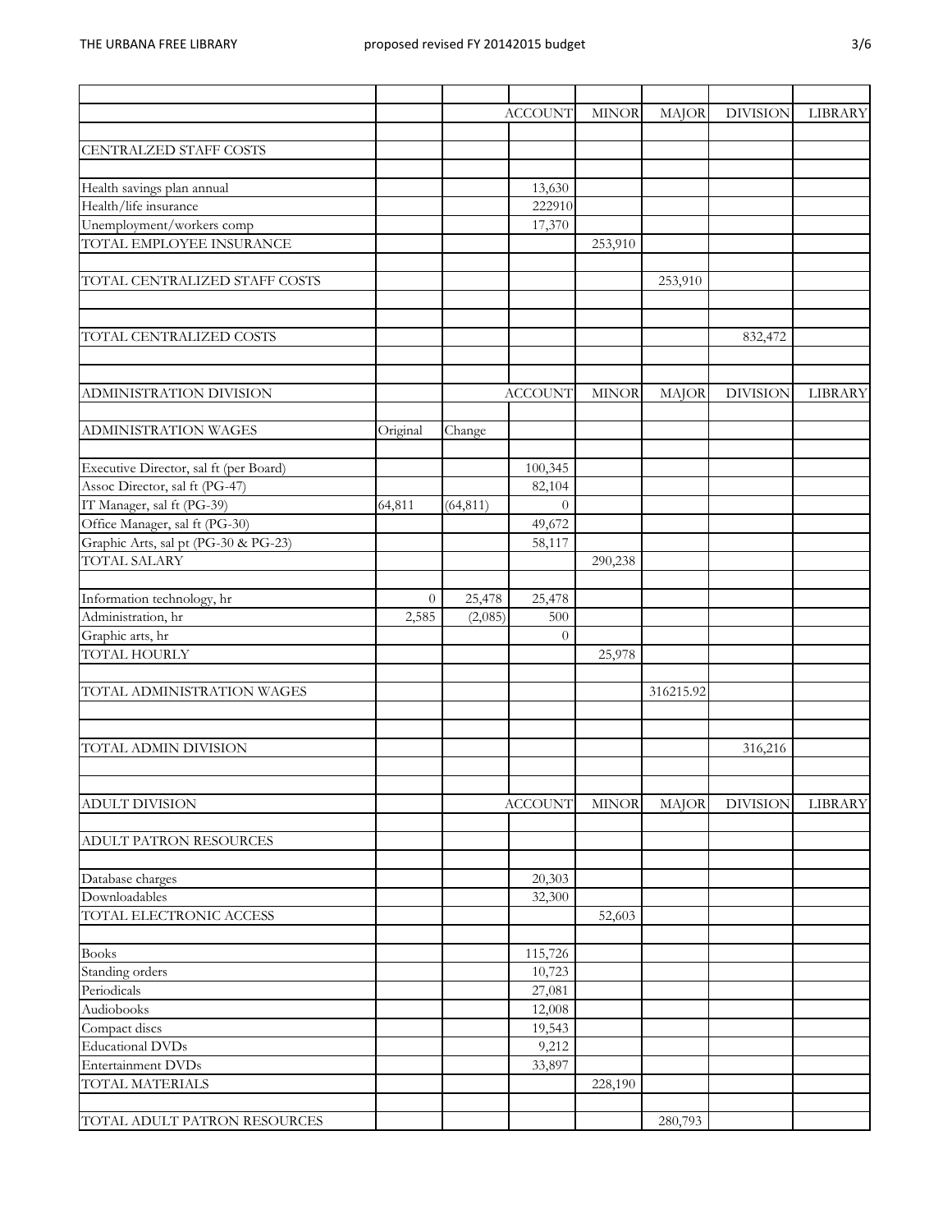| | | | ACCOUNT | MINOR | MAJOR | DIVISION | LIBRARY |
|---|---|---|---|---|---|---|---|
| | | | | | | | |
| CENTRALZED STAFF COSTS | | | | | | | |
| | | | | | | | |
| Health savings plan annual | | | 13,630 | | | | |
| Health/life insurance | | | 222910 | | | | |
| Unemployment/workers comp | | | 17,370 | | | | |
| TOTAL EMPLOYEE INSURANCE | | | | 253,910 | | | |
| | | | | | | | |
| TOTAL CENTRALIZED STAFF COSTS | | | | | 253,910 | | |
| | | | | | | | |
| | | | | | | | |
| TOTAL CENTRALIZED COSTS | | | | | | 832,472 | |
| | | | | | | | |
| | | | | | | | |
| ADMINISTRATION DIVISION | | | ACCOUNT | MINOR | MAJOR | DIVISION | LIBRARY |
| | | | | | | | |
| ADMINISTRATION WAGES | Original | Change | | | | | |
| | | | | | | | |
| Executive Director, sal ft (per Board) | | | 100,345 | | | | |
| Assoc Director, sal ft (PG-47) | | | 82,104 | | | | |
| IT Manager, sal ft (PG-39) | 64,811 | (64,811) | 0 | | | | |
| Office Manager, sal ft (PG-30) | | | 49,672 | | | | |
| Graphic Arts, sal pt (PG-30 & PG-23) | | | 58,117 | | | | |
| TOTAL SALARY | | | | 290,238 | | | |
| | | | | | | | |
| Information technology, hr | 0 | 25,478 | 25,478 | | | | |
| Administration, hr | 2,585 | (2,085) | 500 | | | | |
| Graphic arts, hr | | | 0 | | | | |
| TOTAL HOURLY | | | | 25,978 | | | |
| | | | | | | | |
| TOTAL ADMINISTRATION WAGES | | | | | 316215.92 | | |
| | | | | | | | |
| | | | | | | | |
| TOTAL ADMIN DIVISION | | | | | | 316,216 | |
| | | | | | | | |
| | | | | | | | |
| ADULT DIVISION | | | ACCOUNT | MINOR | MAJOR | DIVISION | LIBRARY |
| | | | | | | | |
| ADULT PATRON RESOURCES | | | | | | | |
| | | | | | | | |
| Database charges | | | 20,303 | | | | |
| Downloadables | | | 32,300 | | | | |
| TOTAL ELECTRONIC ACCESS | | | | 52,603 | | | |
| | | | | | | | |
| Books | | | 115,726 | | | | |
| Standing orders | | | 10,723 | | | | |
| Periodicals | | | 27,081 | | | | |
| Audiobooks | | | 12,008 | | | | |
| Compact discs | | | 19,543 | | | | |
| Educational DVDs | | | 9,212 | | | | |
| Entertainment DVDs | | | 33,897 | | | | |
| TOTAL MATERIALS | | | | 228,190 | | | |
| | | | | | | | |
| TOTAL ADULT PATRON RESOURCES | | | | | 280,793 | | |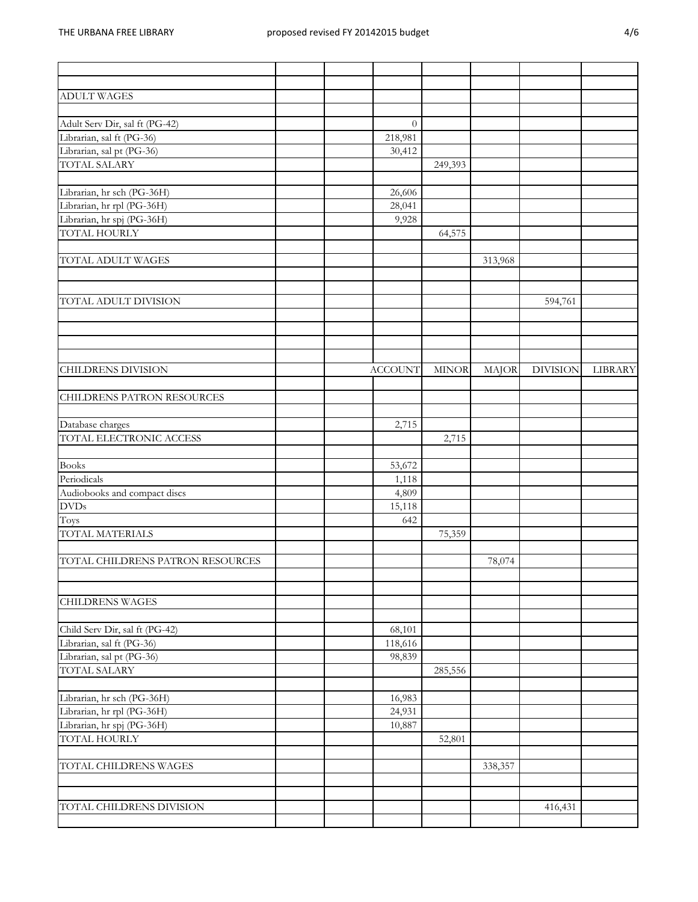| | | | | | | | |
|---|---|---|---|---|---|---|---|
| | | | | | | | |
| ADULT WAGES | | | | | | | |
| | | | | | | | |
| Adult Serv Dir, sal ft (PG-42) | | | 0 | | | | |
| Librarian, sal ft (PG-36) | | | 218,981 | | | | |
| Librarian, sal pt (PG-36) | | | 30,412 | | | | |
| TOTAL SALARY | | | | 249,393 | | | |
| | | | | | | | |
| Librarian, hr sch (PG-36H) | | | 26,606 | | | | |
| Librarian, hr rpl (PG-36H) | | | 28,041 | | | | |
| Librarian, hr spj (PG-36H) | | | 9,928 | | | | |
| TOTAL HOURLY | | | | 64,575 | | | |
| | | | | | | | |
| TOTAL ADULT WAGES | | | | | 313,968 | | |
| | | | | | | | |
| | | | | | | | |
| TOTAL ADULT DIVISION | | | | | | 594,761 | |
| | | | | | | | |
| | | | | | | | |
| | | | | | | | |
| | | | | | | | |
| CHILDRENS DIVISION | | | ACCOUNT | MINOR | MAJOR | DIVISION | LIBRARY |
| | | | | | | | |
| CHILDRENS PATRON RESOURCES | | | | | | | |
| | | | | | | | |
| Database charges | | | 2,715 | | | | |
| TOTAL ELECTRONIC ACCESS | | | | 2,715 | | | |
| | | | | | | | |
| Books | | | 53,672 | | | | |
| Periodicals | | | 1,118 | | | | |
| Audiobooks and compact discs | | | 4,809 | | | | |
| DVDs | | | 15,118 | | | | |
| Toys | | | 642 | | | | |
| TOTAL MATERIALS | | | | 75,359 | | | |
| | | | | | | | |
| TOTAL CHILDRENS PATRON RESOURCES | | | | | 78,074 | | |
| | | | | | | | |
| | | | | | | | |
| CHILDRENS WAGES | | | | | | | |
| | | | | | | | |
| Child Serv Dir, sal ft (PG-42) | | | 68,101 | | | | |
| Librarian, sal ft (PG-36) | | | 118,616 | | | | |
| Librarian, sal pt (PG-36) | | | 98,839 | | | | |
| TOTAL SALARY | | | | 285,556 | | | |
| | | | | | | | |
| Librarian, hr sch (PG-36H) | | | 16,983 | | | | |
| Librarian, hr rpl (PG-36H) | | | 24,931 | | | | |
| Librarian, hr spj (PG-36H) | | | 10,887 | | | | |
| TOTAL HOURLY | | | | 52,801 | | | |
| | | | | | | | |
| TOTAL CHILDRENS WAGES | | | | | 338,357 | | |
| | | | | | | | |
| | | | | | | | |
| TOTAL CHILDRENS DIVISION | | | | | | 416,431 | |
| | | | | | | | |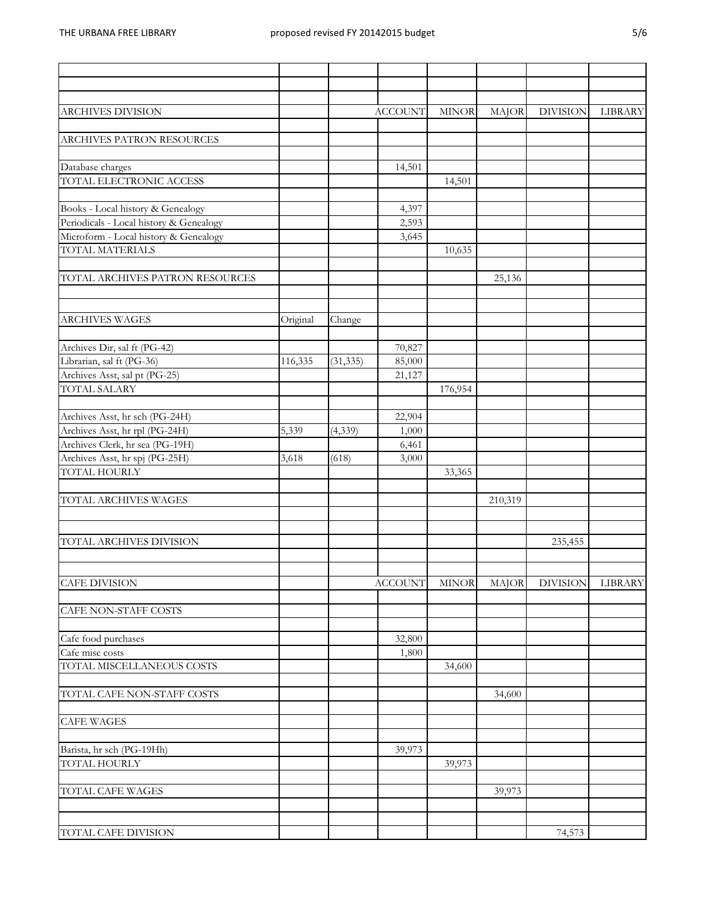| | | | | | | | |
|---|---|---|---|---|---|---|---|
| ARCHIVES DIVISION | | | ACCOUNT | MINOR | MAJOR | DIVISION | LIBRARY |
| | | | | | | | |
| ARCHIVES PATRON RESOURCES | | | | | | | |
| | | | | | | | |
| Database charges | | | 14,501 | | | | |
| TOTAL ELECTRONIC ACCESS | | | | 14,501 | | | |
| | | | | | | | |
| Books - Local history & Genealogy | | | 4,397 | | | | |
| Periodicals - Local history & Genealogy | | | 2,593 | | | | |
| Microform - Local history & Genealogy | | | 3,645 | | | | |
| TOTAL MATERIALS | | | | 10,635 | | | |
| | | | | | | | |
| TOTAL ARCHIVES PATRON RESOURCES | | | | | 25,136 | | |
| | | | | | | | |
| | | | | | | | |
| ARCHIVES WAGES | Original | Change | | | | | |
| | | | | | | | |
| Archives Dir, sal ft (PG-42) | | | 70,827 | | | | |
| Librarian, sal ft (PG-36) | 116,335 | (31,335) | 85,000 | | | | |
| Archives Asst, sal pt (PG-25) | | | 21,127 | | | | |
| TOTAL SALARY | | | | 176,954 | | | |
| | | | | | | | |
| Archives Asst, hr sch (PG-24H) | | | 22,904 | | | | |
| Archives Asst, hr rpl (PG-24H) | 5,339 | (4,339) | 1,000 | | | | |
| Archives Clerk, hr sea (PG-19H) | | | 6,461 | | | | |
| Archives Asst, hr spj (PG-25H) | 3,618 | (618) | 3,000 | | | | |
| TOTAL HOURLY | | | | 33,365 | | | |
| | | | | | | | |
| TOTAL ARCHIVES WAGES | | | | | 210,319 | | |
| | | | | | | | |
| | | | | | | | |
| TOTAL ARCHIVES DIVISION | | | | | | 235,455 | |
| | | | | | | | |
| | | | | | | | |
| CAFE DIVISION | | | ACCOUNT | MINOR | MAJOR | DIVISION | LIBRARY |
| | | | | | | | |
| CAFE NON-STAFF COSTS | | | | | | | |
| | | | | | | | |
| Cafe food purchases | | | 32,800 | | | | |
| Cafe misc costs | | | 1,800 | | | | |
| TOTAL MISCELLANEOUS COSTS | | | | 34,600 | | | |
| | | | | | | | |
| TOTAL CAFE NON-STAFF COSTS | | | | | 34,600 | | |
| | | | | | | | |
| CAFE WAGES | | | | | | | |
| | | | | | | | |
| Barista, hr sch (PG-19Hh) | | | 39,973 | | | | |
| TOTAL HOURLY | | | | 39,973 | | | |
| | | | | | | | |
| TOTAL CAFE WAGES | | | | | 39,973 | | |
| | | | | | | | |
| | | | | | | | |
| TOTAL CAFE DIVISION | | | | | | 74,573 | |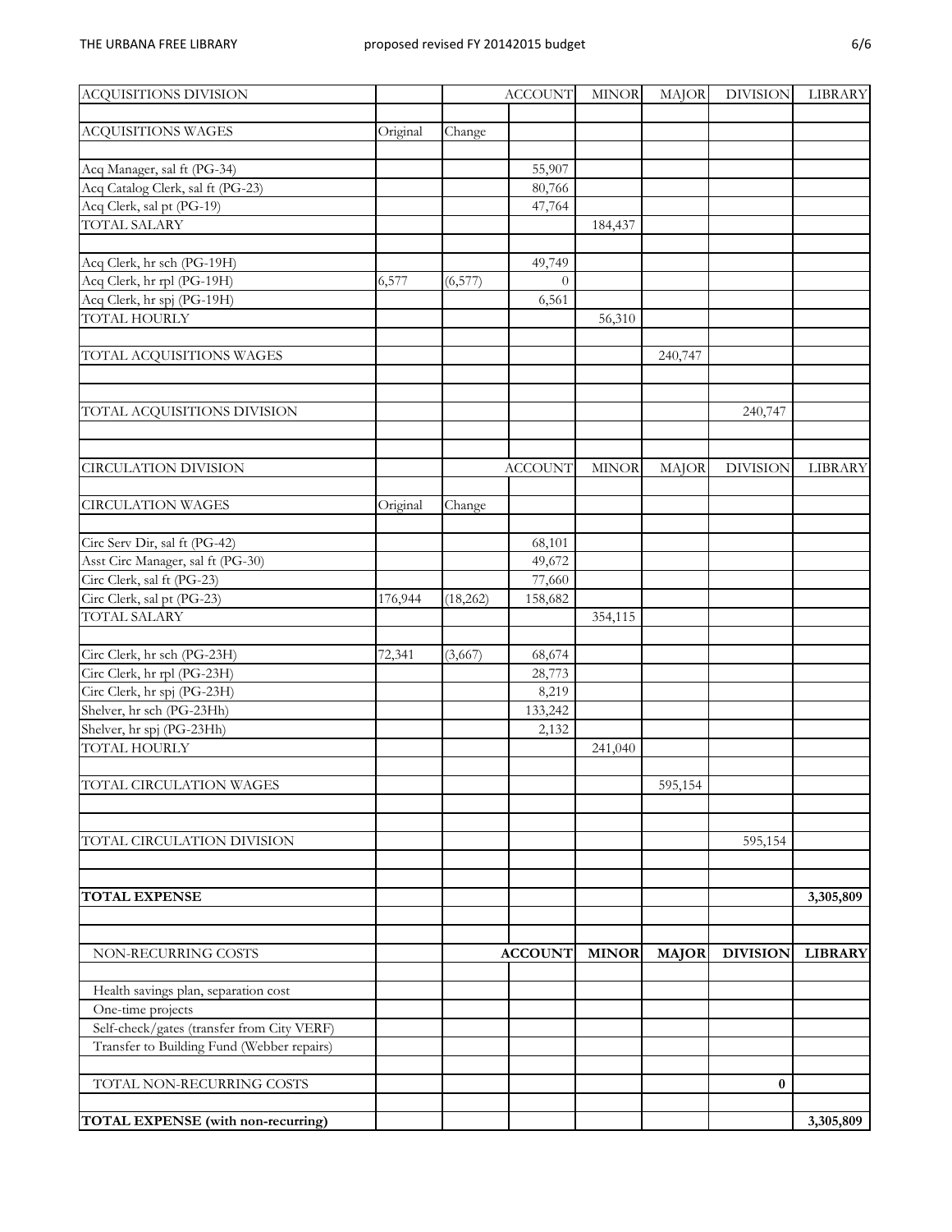| ACQUISITIONS DIVISION | | | ACCOUNT | MINOR | MAJOR | DIVISION | LIBRARY |
|---|---|---|---|---|---|---|---|
| | | | | | | | |
| ACQUISITIONS WAGES | Original | Change | | | | | |
| | | | | | | | |
| Acq Manager, sal ft (PG-34) | | | 55,907 | | | | |
| Acq Catalog Clerk, sal ft (PG-23) | | | 80,766 | | | | |
| Acq Clerk, sal pt (PG-19) | | | 47,764 | | | | |
| TOTAL SALARY | | | | 184,437 | | | |
| | | | | | | | |
| Acq Clerk, hr sch (PG-19H) | | | 49,749 | | | | |
| Acq Clerk, hr rpl (PG-19H) | 6,577 | (6,577) | 0 | | | | |
| Acq Clerk, hr spj (PG-19H) | | | 6,561 | | | | |
| TOTAL HOURLY | | | | 56,310 | | | |
| | | | | | | | |
| TOTAL ACQUISITIONS WAGES | | | | | 240,747 | | |
| | | | | | | | |
| | | | | | | | |
| TOTAL ACQUISITIONS DIVISION | | | | | | 240,747 | |
| | | | | | | | |
| | | | | | | | |
| CIRCULATION DIVISION | | | ACCOUNT | MINOR | MAJOR | DIVISION | LIBRARY |
| | | | | | | | |
| CIRCULATION WAGES | Original | Change | | | | | |
| | | | | | | | |
| Circ Serv Dir, sal ft (PG-42) | | | 68,101 | | | | |
| Asst Circ Manager, sal ft (PG-30) | | | 49,672 | | | | |
| Circ Clerk, sal ft (PG-23) | | | 77,660 | | | | |
| Circ Clerk, sal pt (PG-23) | 176,944 | (18,262) | 158,682 | | | | |
| TOTAL SALARY | | | | 354,115 | | | |
| | | | | | | | |
| Circ Clerk, hr sch (PG-23H) | 72,341 | (3,667) | 68,674 | | | | |
| Circ Clerk, hr rpl (PG-23H) | | | 28,773 | | | | |
| Circ Clerk, hr spj (PG-23H) | | | 8,219 | | | | |
| Shelver, hr sch (PG-23Hh) | | | 133,242 | | | | |
| Shelver, hr spj (PG-23Hh) | | | 2,132 | | | | |
| TOTAL HOURLY | | | | 241,040 | | | |
| | | | | | | | |
| TOTAL CIRCULATION WAGES | | | | | 595,154 | | |
| | | | | | | | |
| | | | | | | | |
| TOTAL CIRCULATION DIVISION | | | | | | 595,154 | |
| | | | | | | | |
| | | | | | | | |
| **TOTAL EXPENSE** | | | | | | | **3,305,809** |
| | | | | | | | |
| | | | | | | | |
| NON-RECURRING COSTS | | | **ACCOUNT** | **MINOR** | **MAJOR** | **DIVISION** | **LIBRARY** |
| | | | | | | | |
| Health savings plan, separation cost | | | | | | | |
| One-time projects | | | | | | | |
| Self-check/gates (transfer from City VERF) | | | | | | | |
| Transfer to Building Fund (Webber repairs) | | | | | | | |
| | | | | | | | |
| TOTAL NON-RECURRING COSTS | | | | | | **0** | |
| | | | | | | | |
| **TOTAL EXPENSE (with non-recurring)** | | | | | | | **3,305,809** |